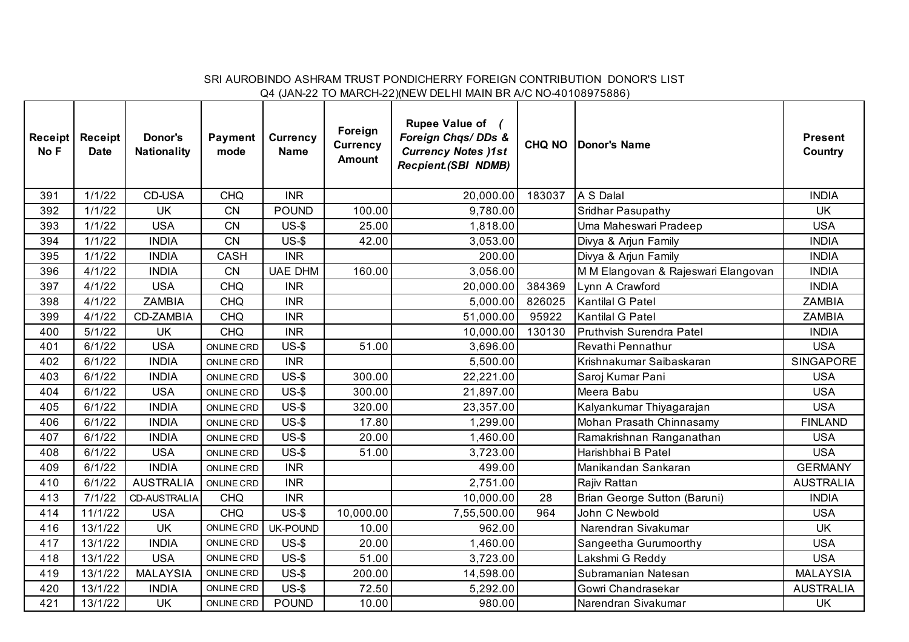SRI AUROBINDO ASHRAM TRUST PONDICHERRY FOREIGN CONTRIBUTION DONOR'S LIST
Q4 (JAN-22 TO MARCH-22)(NEW DELHI MAIN BR A/C NO-40108975886)

| Receipt No F | Receipt Date | Donor's Nationality | Payment mode | Currency Name | Foreign Currency Amount | Rupee Value of ( *Foreign Chqs/ DDs & Currency Notes )1st Recpient.(SBI NDMB)* | CHQ NO | Donor's Name | Present Country |
|---|---|---|---|---|---|---|---|---|---|
| 391 | 1/1/22 | CD-USA | CHQ | INR | | 20,000.00 | 183037 | A S Dalal | INDIA |
| 392 | 1/1/22 | UK | CN | POUND | 100.00 | 9,780.00 | | Sridhar Pasupathy | UK |
| 393 | 1/1/22 | USA | CN | US-$ | 25.00 | 1,818.00 | | Uma Maheswari Pradeep | USA |
| 394 | 1/1/22 | INDIA | CN | US-$ | 42.00 | 3,053.00 | | Divya & Arjun Family | INDIA |
| 395 | 1/1/22 | INDIA | CASH | INR | | 200.00 | | Divya & Arjun Family | INDIA |
| 396 | 4/1/22 | INDIA | CN | UAE DHM | 160.00 | 3,056.00 | | M M Elangovan & Rajeswari Elangovan | INDIA |
| 397 | 4/1/22 | USA | CHQ | INR | | 20,000.00 | 384369 | Lynn A Crawford | INDIA |
| 398 | 4/1/22 | ZAMBIA | CHQ | INR | | 5,000.00 | 826025 | Kantilal G Patel | ZAMBIA |
| 399 | 4/1/22 | CD-ZAMBIA | CHQ | INR | | 51,000.00 | 95922 | Kantilal G Patel | ZAMBIA |
| 400 | 5/1/22 | UK | CHQ | INR | | 10,000.00 | 130130 | Pruthvish Surendra Patel | INDIA |
| 401 | 6/1/22 | USA | ONLINE CRD | US-$ | 51.00 | 3,696.00 | | Revathi Pennathur | USA |
| 402 | 6/1/22 | INDIA | ONLINE CRD | INR | | 5,500.00 | | Krishnakumar Saibaskaran | SINGAPORE |
| 403 | 6/1/22 | INDIA | ONLINE CRD | US-$ | 300.00 | 22,221.00 | | Saroj Kumar Pani | USA |
| 404 | 6/1/22 | USA | ONLINE CRD | US-$ | 300.00 | 21,897.00 | | Meera Babu | USA |
| 405 | 6/1/22 | INDIA | ONLINE CRD | US-$ | 320.00 | 23,357.00 | | Kalyankumar Thiyagarajan | USA |
| 406 | 6/1/22 | INDIA | ONLINE CRD | US-$ | 17.80 | 1,299.00 | | Mohan Prasath Chinnasamy | FINLAND |
| 407 | 6/1/22 | INDIA | ONLINE CRD | US-$ | 20.00 | 1,460.00 | | Ramakrishnan Ranganathan | USA |
| 408 | 6/1/22 | USA | ONLINE CRD | US-$ | 51.00 | 3,723.00 | | Harishbhai B Patel | USA |
| 409 | 6/1/22 | INDIA | ONLINE CRD | INR | | 499.00 | | Manikandan Sankaran | GERMANY |
| 410 | 6/1/22 | AUSTRALIA | ONLINE CRD | INR | | 2,751.00 | | Rajiv Rattan | AUSTRALIA |
| 413 | 7/1/22 | CD-AUSTRALIA | CHQ | INR | | 10,000.00 | 28 | Brian George Sutton (Baruni) | INDIA |
| 414 | 11/1/22 | USA | CHQ | US-$ | 10,000.00 | 7,55,500.00 | 964 | John C Newbold | USA |
| 416 | 13/1/22 | UK | ONLINE CRD | UK-POUND | 10.00 | 962.00 | | Narendran Sivakumar | UK |
| 417 | 13/1/22 | INDIA | ONLINE CRD | US-$ | 20.00 | 1,460.00 | | Sangeetha Gurumoorthy | USA |
| 418 | 13/1/22 | USA | ONLINE CRD | US-$ | 51.00 | 3,723.00 | | Lakshmi G Reddy | USA |
| 419 | 13/1/22 | MALAYSIA | ONLINE CRD | US-$ | 200.00 | 14,598.00 | | Subramanian Natesan | MALAYSIA |
| 420 | 13/1/22 | INDIA | ONLINE CRD | US-$ | 72.50 | 5,292.00 | | Gowri Chandrasekar | AUSTRALIA |
| 421 | 13/1/22 | UK | ONLINE CRD | POUND | 10.00 | 980.00 | | Narendran Sivakumar | UK |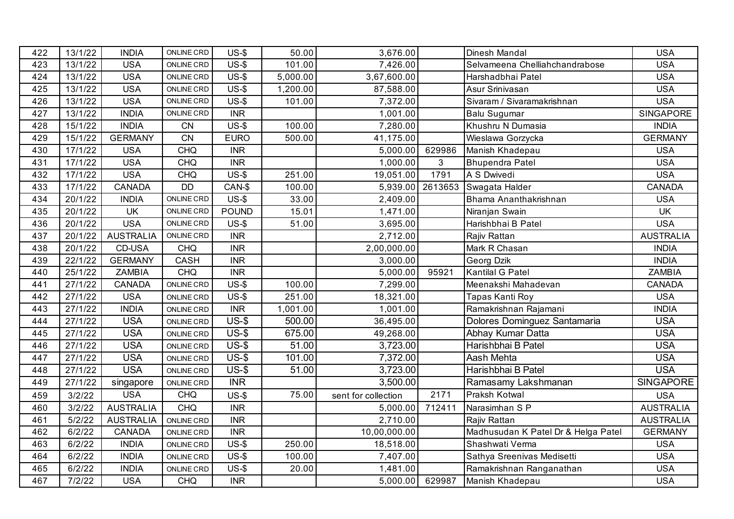| 422 | 13/1/22 | INDIA | ONLINE CRD | US-$ | 50.00 | 3,676.00 | | Dinesh Mandal | USA |
|---|---|---|---|---|---|---|---|---|---|
| 423 | 13/1/22 | USA | ONLINE CRD | US-$ | 101.00 | 7,426.00 | | Selvameena Chelliahchandrabose | USA |
| 424 | 13/1/22 | USA | ONLINE CRD | US-$ | 5,000.00 | 3,67,600.00 | | Harshadbhai Patel | USA |
| 425 | 13/1/22 | USA | ONLINE CRD | US-$ | 1,200.00 | 87,588.00 | | Asur Srinivasan | USA |
| 426 | 13/1/22 | USA | ONLINE CRD | US-$ | 101.00 | 7,372.00 | | Sivaram / Sivaramakrishnan | USA |
| 427 | 13/1/22 | INDIA | ONLINE CRD | INR | | 1,001.00 | | Balu Sugumar | SINGAPORE |
| 428 | 15/1/22 | INDIA | CN | US-$ | 100.00 | 7,280.00 | | Khushru N Dumasia | INDIA |
| 429 | 15/1/22 | GERMANY | CN | EURO | 500.00 | 41,175.00 | | Wieslawa Gorzycka | GERMANY |
| 430 | 17/1/22 | USA | CHQ | INR | | 5,000.00 | 629986 | Manish Khadepau | USA |
| 431 | 17/1/22 | USA | CHQ | INR | | 1,000.00 | 3 | Bhupendra Patel | USA |
| 432 | 17/1/22 | USA | CHQ | US-$ | 251.00 | 19,051.00 | 1791 | A S Dwivedi | USA |
| 433 | 17/1/22 | CANADA | DD | CAN-$ | 100.00 | 5,939.00 | 2613653 | Swagata Halder | CANADA |
| 434 | 20/1/22 | INDIA | ONLINE CRD | US-$ | 33.00 | 2,409.00 | | Bhama Ananthakrishnan | USA |
| 435 | 20/1/22 | UK | ONLINE CRD | POUND | 15.01 | 1,471.00 | | Niranjan Swain | UK |
| 436 | 20/1/22 | USA | ONLINE CRD | US-$ | 51.00 | 3,695.00 | | Harishbhai B Patel | USA |
| 437 | 20/1/22 | AUSTRALIA | ONLINE CRD | INR | | 2,712.00 | | Rajiv Rattan | AUSTRALIA |
| 438 | 20/1/22 | CD-USA | CHQ | INR | | 2,00,000.00 | | Mark R Chasan | INDIA |
| 439 | 22/1/22 | GERMANY | CASH | INR | | 3,000.00 | | Georg Dzik | INDIA |
| 440 | 25/1/22 | ZAMBIA | CHQ | INR | | 5,000.00 | 95921 | Kantilal G Patel | ZAMBIA |
| 441 | 27/1/22 | CANADA | ONLINE CRD | US-$ | 100.00 | 7,299.00 | | Meenakshi Mahadevan | CANADA |
| 442 | 27/1/22 | USA | ONLINE CRD | US-$ | 251.00 | 18,321.00 | | Tapas Kanti Roy | USA |
| 443 | 27/1/22 | INDIA | ONLINE CRD | INR | 1,001.00 | 1,001.00 | | Ramakrishnan Rajamani | INDIA |
| 444 | 27/1/22 | USA | ONLINE CRD | US-$ | 500.00 | 36,495.00 | | Dolores Dominguez Santamaria | USA |
| 445 | 27/1/22 | USA | ONLINE CRD | US-$ | 675.00 | 49,268.00 | | Abhay Kumar Datta | USA |
| 446 | 27/1/22 | USA | ONLINE CRD | US-$ | 51.00 | 3,723.00 | | Harishbhai B Patel | USA |
| 447 | 27/1/22 | USA | ONLINE CRD | US-$ | 101.00 | 7,372.00 | | Aash Mehta | USA |
| 448 | 27/1/22 | USA | ONLINE CRD | US-$ | 51.00 | 3,723.00 | | Harishbhai B Patel | USA |
| 449 | 27/1/22 | singapore | ONLINE CRD | INR | | 3,500.00 | | Ramasamy Lakshmanan | SINGAPORE |
| 459 | 3/2/22 | USA | CHQ | US-$ | 75.00 | sent for collection | 2171 | Praksh Kotwal | USA |
| 460 | 3/2/22 | AUSTRALIA | CHQ | INR | | 5,000.00 | 712411 | Narasimhan S P | AUSTRALIA |
| 461 | 5/2/22 | AUSTRALIA | ONLINE CRD | INR | | 2,710.00 | | Rajiv Rattan | AUSTRALIA |
| 462 | 6/2/22 | CANADA | ONLINE CRD | INR | | 10,00,000.00 | | Madhusudan K Patel Dr & Helga Patel | GERMANY |
| 463 | 6/2/22 | INDIA | ONLINE CRD | US-$ | 250.00 | 18,518.00 | | Shashwati Verma | USA |
| 464 | 6/2/22 | INDIA | ONLINE CRD | US-$ | 100.00 | 7,407.00 | | Sathya Sreenivas Medisetti | USA |
| 465 | 6/2/22 | INDIA | ONLINE CRD | US-$ | 20.00 | 1,481.00 | | Ramakrishnan Ranganathan | USA |
| 467 | 7/2/22 | USA | CHQ | INR | | 5,000.00 | 629987 | Manish Khadepau | USA |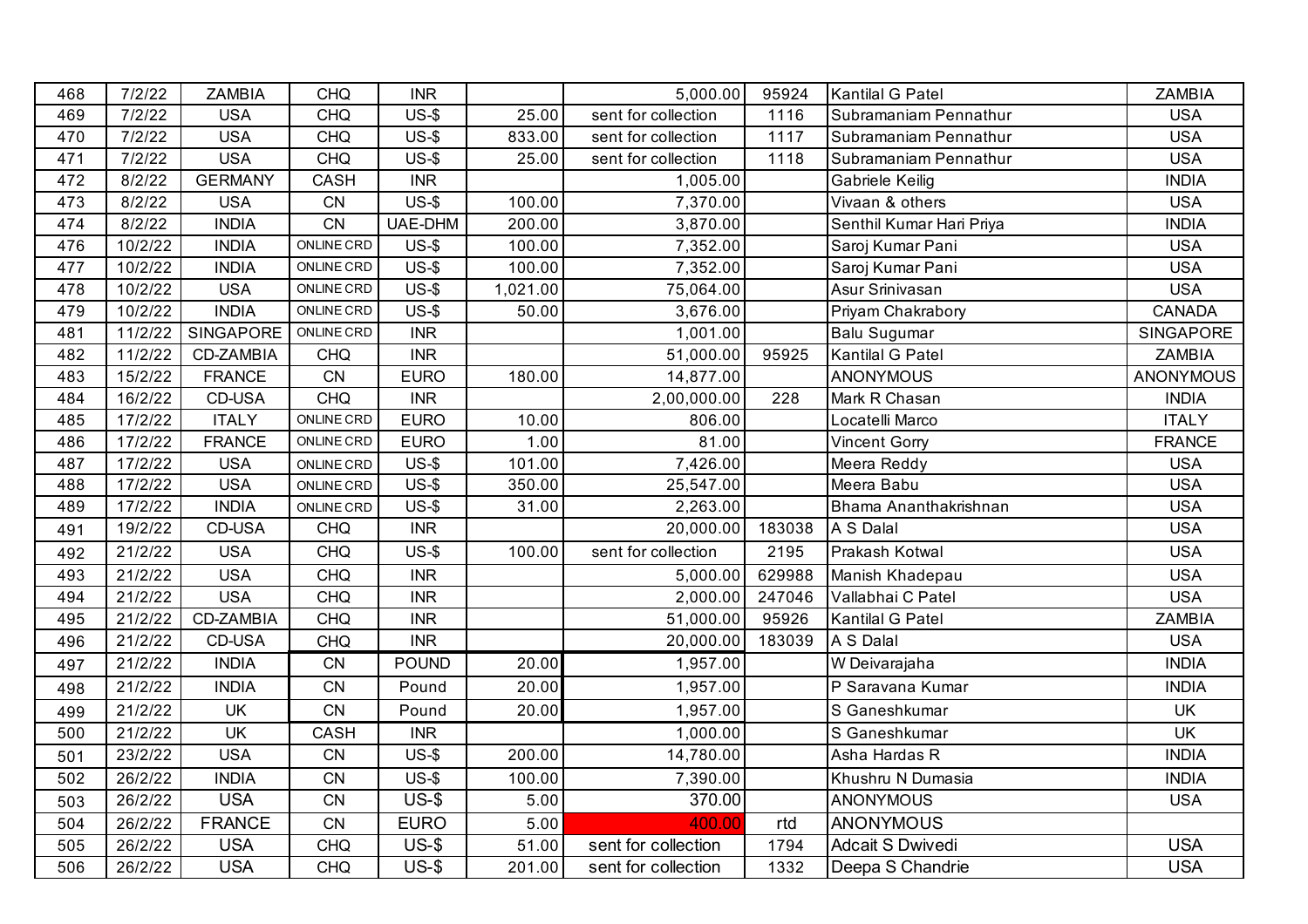| 468 | 7/2/22 | ZAMBIA | CHQ | INR | | 5,000.00 | 95924 | Kantilal G Patel | ZAMBIA |
|---|---|---|---|---|---|---|---|---|---|
| 469 | 7/2/22 | USA | CHQ | US-$ | 25.00 | sent for collection | 1116 | Subramaniam Pennathur | USA |
| 470 | 7/2/22 | USA | CHQ | US-$ | 833.00 | sent for collection | 1117 | Subramaniam Pennathur | USA |
| 471 | 7/2/22 | USA | CHQ | US-$ | 25.00 | sent for collection | 1118 | Subramaniam Pennathur | USA |
| 472 | 8/2/22 | GERMANY | CASH | INR | | 1,005.00 | | Gabriele Keilig | INDIA |
| 473 | 8/2/22 | USA | CN | US-$ | 100.00 | 7,370.00 | | Vivaan & others | USA |
| 474 | 8/2/22 | INDIA | CN | UAE-DHM | 200.00 | 3,870.00 | | Senthil Kumar Hari Priya | INDIA |
| 476 | 10/2/22 | INDIA | ONLINE CRD | US-$ | 100.00 | 7,352.00 | | Saroj Kumar Pani | USA |
| 477 | 10/2/22 | INDIA | ONLINE CRD | US-$ | 100.00 | 7,352.00 | | Saroj Kumar Pani | USA |
| 478 | 10/2/22 | USA | ONLINE CRD | US-$ | 1,021.00 | 75,064.00 | | Asur Srinivasan | USA |
| 479 | 10/2/22 | INDIA | ONLINE CRD | US-$ | 50.00 | 3,676.00 | | Priyam Chakrabory | CANADA |
| 481 | 11/2/22 | SINGAPORE | ONLINE CRD | INR | | 1,001.00 | | Balu Sugumar | SINGAPORE |
| 482 | 11/2/22 | CD-ZAMBIA | CHQ | INR | | 51,000.00 | 95925 | Kantilal G Patel | ZAMBIA |
| 483 | 15/2/22 | FRANCE | CN | EURO | 180.00 | 14,877.00 | | ANONYMOUS | ANONYMOUS |
| 484 | 16/2/22 | CD-USA | CHQ | INR | | 2,00,000.00 | 228 | Mark R Chasan | INDIA |
| 485 | 17/2/22 | ITALY | ONLINE CRD | EURO | 10.00 | 806.00 | | Locatelli Marco | ITALY |
| 486 | 17/2/22 | FRANCE | ONLINE CRD | EURO | 1.00 | 81.00 | | Vincent Gorry | FRANCE |
| 487 | 17/2/22 | USA | ONLINE CRD | US-$ | 101.00 | 7,426.00 | | Meera Reddy | USA |
| 488 | 17/2/22 | USA | ONLINE CRD | US-$ | 350.00 | 25,547.00 | | Meera Babu | USA |
| 489 | 17/2/22 | INDIA | ONLINE CRD | US-$ | 31.00 | 2,263.00 | | Bhama Ananthakrishnan | USA |
| 491 | 19/2/22 | CD-USA | CHQ | INR | | 20,000.00 | 183038 | A S Dalal | USA |
| 492 | 21/2/22 | USA | CHQ | US-$ | 100.00 | sent for collection | 2195 | Prakash Kotwal | USA |
| 493 | 21/2/22 | USA | CHQ | INR | | 5,000.00 | 629988 | Manish Khadepau | USA |
| 494 | 21/2/22 | USA | CHQ | INR | | 2,000.00 | 247046 | Vallabhai C Patel | USA |
| 495 | 21/2/22 | CD-ZAMBIA | CHQ | INR | | 51,000.00 | 95926 | Kantilal G Patel | ZAMBIA |
| 496 | 21/2/22 | CD-USA | CHQ | INR | | 20,000.00 | 183039 | A S Dalal | USA |
| 497 | 21/2/22 | INDIA | CN | POUND | 20.00 | 1,957.00 | | W Deivarajaha | INDIA |
| 498 | 21/2/22 | INDIA | CN | Pound | 20.00 | 1,957.00 | | P Saravana Kumar | INDIA |
| 499 | 21/2/22 | UK | CN | Pound | 20.00 | 1,957.00 | | S Ganeshkumar | UK |
| 500 | 21/2/22 | UK | CASH | INR | | 1,000.00 | | S Ganeshkumar | UK |
| 501 | 23/2/22 | USA | CN | US-$ | 200.00 | 14,780.00 | | Asha Hardas R | INDIA |
| 502 | 26/2/22 | INDIA | CN | US-$ | 100.00 | 7,390.00 | | Khushru N Dumasia | INDIA |
| 503 | 26/2/22 | USA | CN | US-$ | 5.00 | 370.00 | | ANONYMOUS | USA |
| 504 | 26/2/22 | FRANCE | CN | EURO | 5.00 | 400.00 | rtd | ANONYMOUS | |
| 505 | 26/2/22 | USA | CHQ | US-$ | 51.00 | sent for collection | 1794 | Adcait S Dwivedi | USA |
| 506 | 26/2/22 | USA | CHQ | US-$ | 201.00 | sent for collection | 1332 | Deepa S Chandrie | USA |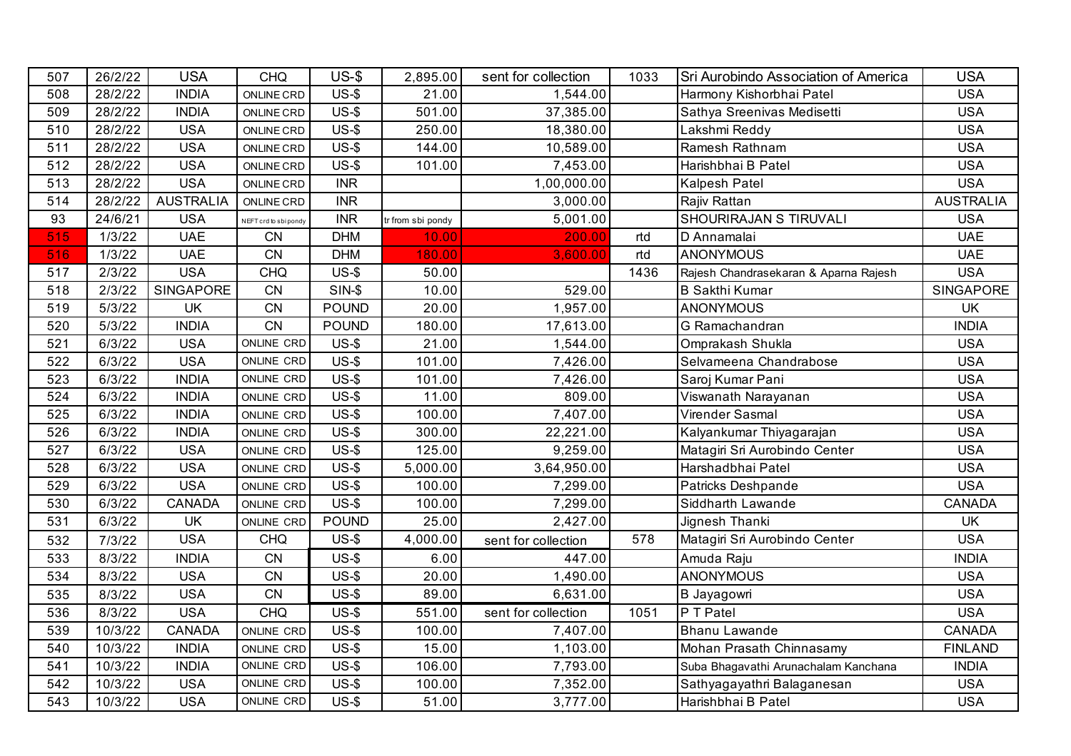| | | | | | | | | | |
|---|---|---|---|---|---|---|---|---|---|
| 507 | 26/2/22 | USA | CHQ | US-$ | 2,895.00 | sent for collection | 1033 | Sri Aurobindo Association of America | USA |
| 508 | 28/2/22 | INDIA | ONLINE CRD | US-$ | 21.00 | 1,544.00 | | Harmony Kishorbhai Patel | USA |
| 509 | 28/2/22 | INDIA | ONLINE CRD | US-$ | 501.00 | 37,385.00 | | Sathya Sreenivas Medisetti | USA |
| 510 | 28/2/22 | USA | ONLINE CRD | US-$ | 250.00 | 18,380.00 | | Lakshmi Reddy | USA |
| 511 | 28/2/22 | USA | ONLINE CRD | US-$ | 144.00 | 10,589.00 | | Ramesh Rathnam | USA |
| 512 | 28/2/22 | USA | ONLINE CRD | US-$ | 101.00 | 7,453.00 | | Harishbhai B Patel | USA |
| 513 | 28/2/22 | USA | ONLINE CRD | INR | | 1,00,000.00 | | Kalpesh Patel | USA |
| 514 | 28/2/22 | AUSTRALIA | ONLINE CRD | INR | | 3,000.00 | | Rajiv Rattan | AUSTRALIA |
| 93 | 24/6/21 | USA | NEFT crd to sbi pondy | INR | tr from sbi pondy | 5,001.00 | | SHOURIRAJAN S TIRUVALI | USA |
| 515 | 1/3/22 | UAE | CN | DHM | 10.00 | 200.00 | rtd | D Annamalai | UAE |
| 516 | 1/3/22 | UAE | CN | DHM | 180.00 | 3,600.00 | rtd | ANONYMOUS | UAE |
| 517 | 2/3/22 | USA | CHQ | US-$ | 50.00 | | 1436 | Rajesh Chandrasekaran & Aparna Rajesh | USA |
| 518 | 2/3/22 | SINGAPORE | CN | SIN-$ | 10.00 | 529.00 | | B Sakthi Kumar | SINGAPORE |
| 519 | 5/3/22 | UK | CN | POUND | 20.00 | 1,957.00 | | ANONYMOUS | UK |
| 520 | 5/3/22 | INDIA | CN | POUND | 180.00 | 17,613.00 | | G Ramachandran | INDIA |
| 521 | 6/3/22 | USA | ONLINE CRD | US-$ | 21.00 | 1,544.00 | | Omprakash Shukla | USA |
| 522 | 6/3/22 | USA | ONLINE CRD | US-$ | 101.00 | 7,426.00 | | Selvameena Chandrabose | USA |
| 523 | 6/3/22 | INDIA | ONLINE CRD | US-$ | 101.00 | 7,426.00 | | Saroj Kumar Pani | USA |
| 524 | 6/3/22 | INDIA | ONLINE CRD | US-$ | 11.00 | 809.00 | | Viswanath Narayanan | USA |
| 525 | 6/3/22 | INDIA | ONLINE CRD | US-$ | 100.00 | 7,407.00 | | Virender Sasmal | USA |
| 526 | 6/3/22 | INDIA | ONLINE CRD | US-$ | 300.00 | 22,221.00 | | Kalyankumar Thiyagarajan | USA |
| 527 | 6/3/22 | USA | ONLINE CRD | US-$ | 125.00 | 9,259.00 | | Matagiri Sri Aurobindo Center | USA |
| 528 | 6/3/22 | USA | ONLINE CRD | US-$ | 5,000.00 | 3,64,950.00 | | Harshadbhai Patel | USA |
| 529 | 6/3/22 | USA | ONLINE CRD | US-$ | 100.00 | 7,299.00 | | Patricks Deshpande | USA |
| 530 | 6/3/22 | CANADA | ONLINE CRD | US-$ | 100.00 | 7,299.00 | | Siddharth Lawande | CANADA |
| 531 | 6/3/22 | UK | ONLINE CRD | POUND | 25.00 | 2,427.00 | | Jignesh Thanki | UK |
| 532 | 7/3/22 | USA | CHQ | US-$ | 4,000.00 | sent for collection | 578 | Matagiri Sri Aurobindo Center | USA |
| 533 | 8/3/22 | INDIA | CN | US-$ | 6.00 | 447.00 | | Amuda Raju | INDIA |
| 534 | 8/3/22 | USA | CN | US-$ | 20.00 | 1,490.00 | | ANONYMOUS | USA |
| 535 | 8/3/22 | USA | CN | US-$ | 89.00 | 6,631.00 | | B Jayagowri | USA |
| 536 | 8/3/22 | USA | CHQ | US-$ | 551.00 | sent for collection | 1051 | P T Patel | USA |
| 539 | 10/3/22 | CANADA | ONLINE CRD | US-$ | 100.00 | 7,407.00 | | Bhanu Lawande | CANADA |
| 540 | 10/3/22 | INDIA | ONLINE CRD | US-$ | 15.00 | 1,103.00 | | Mohan Prasath Chinnasamy | FINLAND |
| 541 | 10/3/22 | INDIA | ONLINE CRD | US-$ | 106.00 | 7,793.00 | | Suba Bhagavathi Arunachalam Kanchana | INDIA |
| 542 | 10/3/22 | USA | ONLINE CRD | US-$ | 100.00 | 7,352.00 | | Sathyagayathri Balaganesan | USA |
| 543 | 10/3/22 | USA | ONLINE CRD | US-$ | 51.00 | 3,777.00 | | Harishbhai B Patel | USA |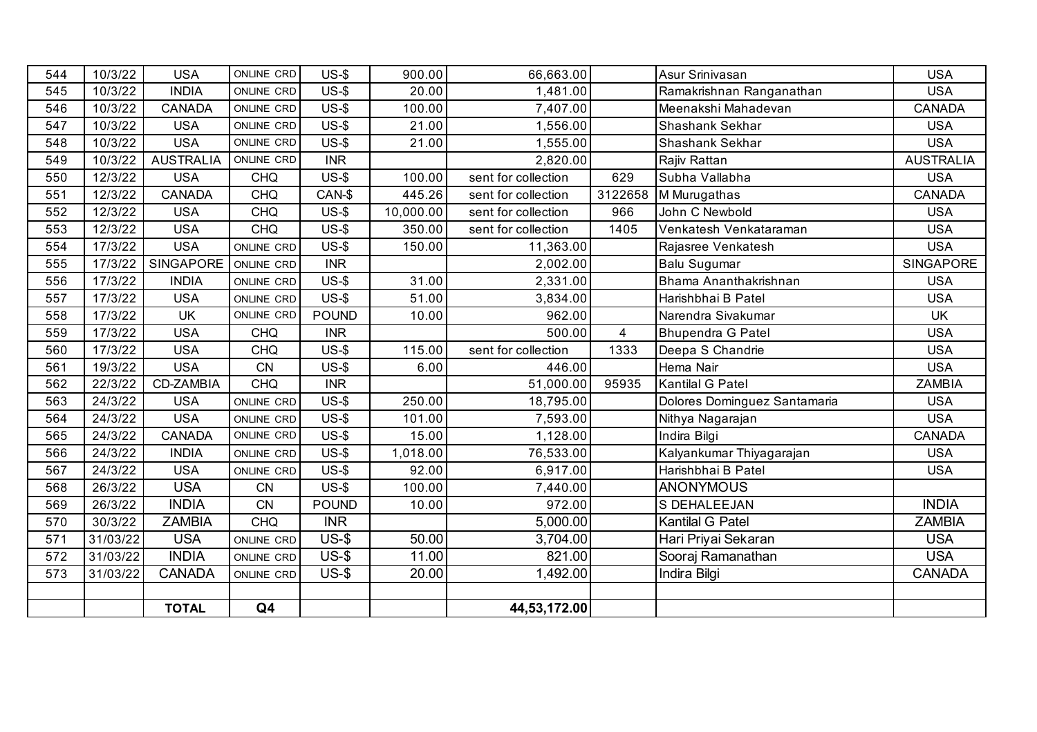| | | | | | | | | | |
|---|---|---|---|---|---|---|---|---|---|
| 544 | 10/3/22 | USA | ONLINE CRD | US-$ | 900.00 | 66,663.00 | | Asur Srinivasan | USA |
| 545 | 10/3/22 | INDIA | ONLINE CRD | US-$ | 20.00 | 1,481.00 | | Ramakrishnan Ranganathan | USA |
| 546 | 10/3/22 | CANADA | ONLINE CRD | US-$ | 100.00 | 7,407.00 | | Meenakshi Mahadevan | CANADA |
| 547 | 10/3/22 | USA | ONLINE CRD | US-$ | 21.00 | 1,556.00 | | Shashank Sekhar | USA |
| 548 | 10/3/22 | USA | ONLINE CRD | US-$ | 21.00 | 1,555.00 | | Shashank Sekhar | USA |
| 549 | 10/3/22 | AUSTRALIA | ONLINE CRD | INR | | 2,820.00 | | Rajiv Rattan | AUSTRALIA |
| 550 | 12/3/22 | USA | CHQ | US-$ | 100.00 | sent for collection | 629 | Subha Vallabha | USA |
| 551 | 12/3/22 | CANADA | CHQ | CAN-$ | 445.26 | sent for collection | 3122658 | M Murugathas | CANADA |
| 552 | 12/3/22 | USA | CHQ | US-$ | 10,000.00 | sent for collection | 966 | John C Newbold | USA |
| 553 | 12/3/22 | USA | CHQ | US-$ | 350.00 | sent for collection | 1405 | Venkatesh Venkataraman | USA |
| 554 | 17/3/22 | USA | ONLINE CRD | US-$ | 150.00 | 11,363.00 | | Rajasree Venkatesh | USA |
| 555 | 17/3/22 | SINGAPORE | ONLINE CRD | INR | | 2,002.00 | | Balu Sugumar | SINGAPORE |
| 556 | 17/3/22 | INDIA | ONLINE CRD | US-$ | 31.00 | 2,331.00 | | Bhama Ananthakrishnan | USA |
| 557 | 17/3/22 | USA | ONLINE CRD | US-$ | 51.00 | 3,834.00 | | Harishbhai B Patel | USA |
| 558 | 17/3/22 | UK | ONLINE CRD | POUND | 10.00 | 962.00 | | Narendra Sivakumar | UK |
| 559 | 17/3/22 | USA | CHQ | INR | | 500.00 | 4 | Bhupendra G Patel | USA |
| 560 | 17/3/22 | USA | CHQ | US-$ | 115.00 | sent for collection | 1333 | Deepa S Chandrie | USA |
| 561 | 19/3/22 | USA | CN | US-$ | 6.00 | 446.00 | | Hema Nair | USA |
| 562 | 22/3/22 | CD-ZAMBIA | CHQ | INR | | 51,000.00 | 95935 | Kantilal G Patel | ZAMBIA |
| 563 | 24/3/22 | USA | ONLINE CRD | US-$ | 250.00 | 18,795.00 | | Dolores Dominguez Santamaria | USA |
| 564 | 24/3/22 | USA | ONLINE CRD | US-$ | 101.00 | 7,593.00 | | Nithya Nagarajan | USA |
| 565 | 24/3/22 | CANADA | ONLINE CRD | US-$ | 15.00 | 1,128.00 | | Indira Bilgi | CANADA |
| 566 | 24/3/22 | INDIA | ONLINE CRD | US-$ | 1,018.00 | 76,533.00 | | Kalyankumar Thiyagarajan | USA |
| 567 | 24/3/22 | USA | ONLINE CRD | US-$ | 92.00 | 6,917.00 | | Harishbhai B Patel | USA |
| 568 | 26/3/22 | USA | CN | US-$ | 100.00 | 7,440.00 | | ANONYMOUS | |
| 569 | 26/3/22 | INDIA | CN | POUND | 10.00 | 972.00 | | S DEHALEEJAN | INDIA |
| 570 | 30/3/22 | ZAMBIA | CHQ | INR | | 5,000.00 | | Kantilal G Patel | ZAMBIA |
| 571 | 31/03/22 | USA | ONLINE CRD | US-$ | 50.00 | 3,704.00 | | Hari Priyai Sekaran | USA |
| 572 | 31/03/22 | INDIA | ONLINE CRD | US-$ | 11.00 | 821.00 | | Sooraj Ramanathan | USA |
| 573 | 31/03/22 | CANADA | ONLINE CRD | US-$ | 20.00 | 1,492.00 | | Indira Bilgi | CANADA |
| | | | | | | | | | |
| | | **TOTAL** | **Q4** | | | **44,53,172.00** | | | |